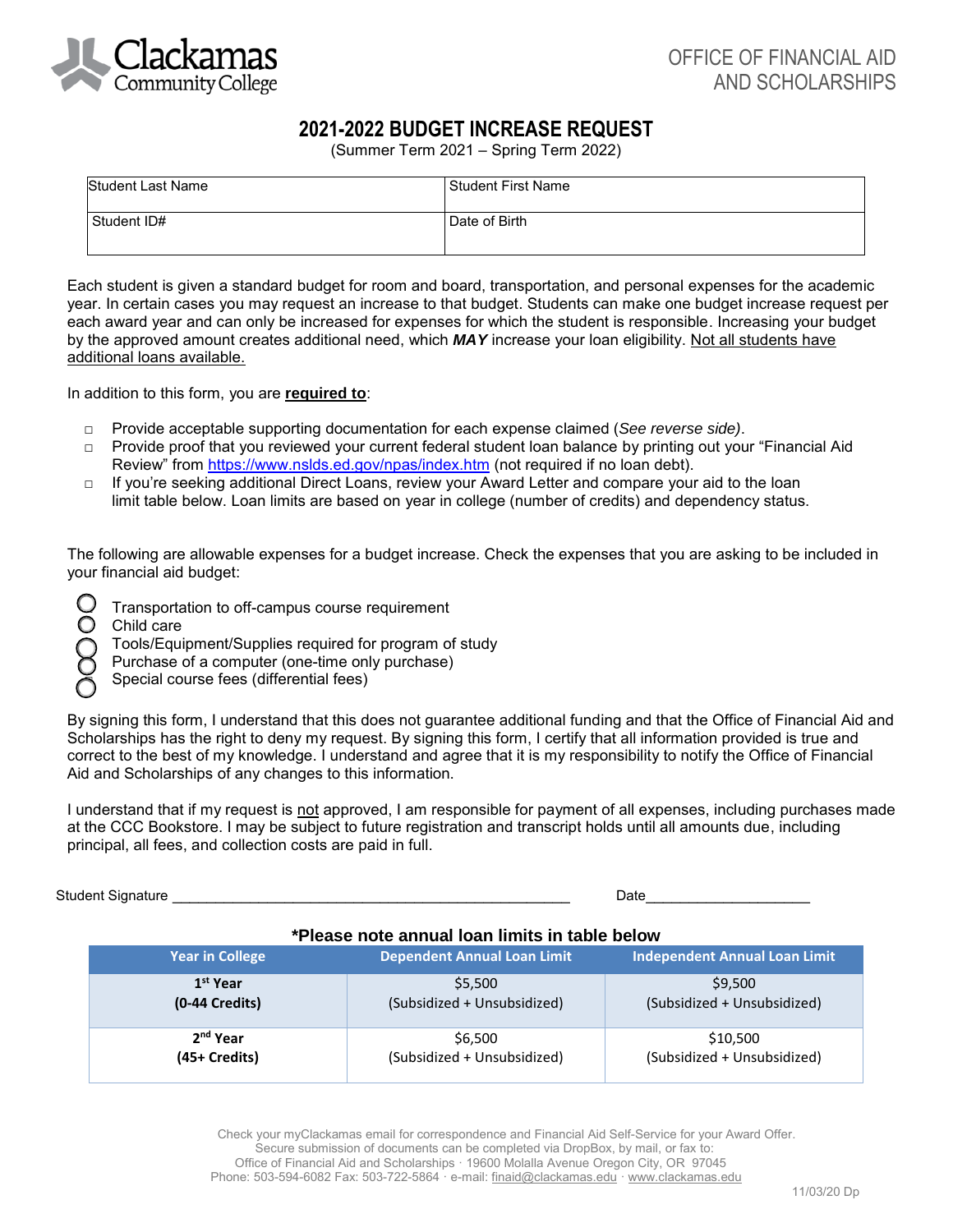Clackamas Community College

OFFICE OF FINANCIAL AID AND SCHOLARSHIPS

# 2021-2022 BUDGET INCREASE REQUEST

(Summer Term 2021 – Spring Term 2022)

| Student Last Name | Student First Name |
|---|---|
| Student ID# | Date of Birth |

Each student is given a standard budget for room and board, transportation, and personal expenses for the academic year. In certain cases you may request an increase to that budget. Students can make one budget increase request per each award year and can only be increased for expenses for which the student is responsible. Increasing your budget by the approved amount creates additional need, which ***MAY*** increase your loan eligibility. <u>Not all students have additional loans available.</u>

In addition to this form, you are **<u>required to</u>**:

- □ Provide acceptable supporting documentation for each expense claimed (*See reverse side)*.
- □ Provide proof that you reviewed your current federal student loan balance by printing out your "Financial Aid Review" from https://www.nslds.ed.gov/npas/index.htm (not required if no loan debt).
- □ If you're seeking additional Direct Loans, review your Award Letter and compare your aid to the loan limit table below. Loan limits are based on year in college (number of credits) and dependency status.

The following are allowable expenses for a budget increase. Check the expenses that you are asking to be included in your financial aid budget:

- ◯ Transportation to off-campus course requirement
- ◯ Child care
- ◯ Tools/Equipment/Supplies required for program of study
- ◯ Purchase of a computer (one-time only purchase)
- ◯ Special course fees (differential fees)

By signing this form, I understand that this does not guarantee additional funding and that the Office of Financial Aid and Scholarships has the right to deny my request. By signing this form, I certify that all information provided is true and correct to the best of my knowledge. I understand and agree that it is my responsibility to notify the Office of Financial Aid and Scholarships of any changes to this information.

I understand that if my request is <u>not</u> approved, I am responsible for payment of all expenses, including purchases made at the CCC Bookstore. I may be subject to future registration and transcript holds until all amounts due, including principal, all fees, and collection costs are paid in full.

Student Signature ___________________________________________________ Date_____________________

**\*Please note annual loan limits in table below**

| Year in College | Dependent Annual Loan Limit | Independent Annual Loan Limit |
|---|---|---|
| **1st Year (0-44 Credits)** | $5,500 (Subsidized + Unsubsidized) | $9,500 (Subsidized + Unsubsidized) |
| **2nd Year (45+ Credits)** | $6,500 (Subsidized + Unsubsidized) | $10,500 (Subsidized + Unsubsidized) |

Check your myClackamas email for correspondence and Financial Aid Self-Service for your Award Offer.
Secure submission of documents can be completed via DropBox, by mail, or fax to:
Office of Financial Aid and Scholarships · 19600 Molalla Avenue Oregon City, OR 97045
Phone: 503-594-6082 Fax: 503-722-5864 · e-mail: finaid@clackamas.edu · www.clackamas.edu

11/03/20 Dp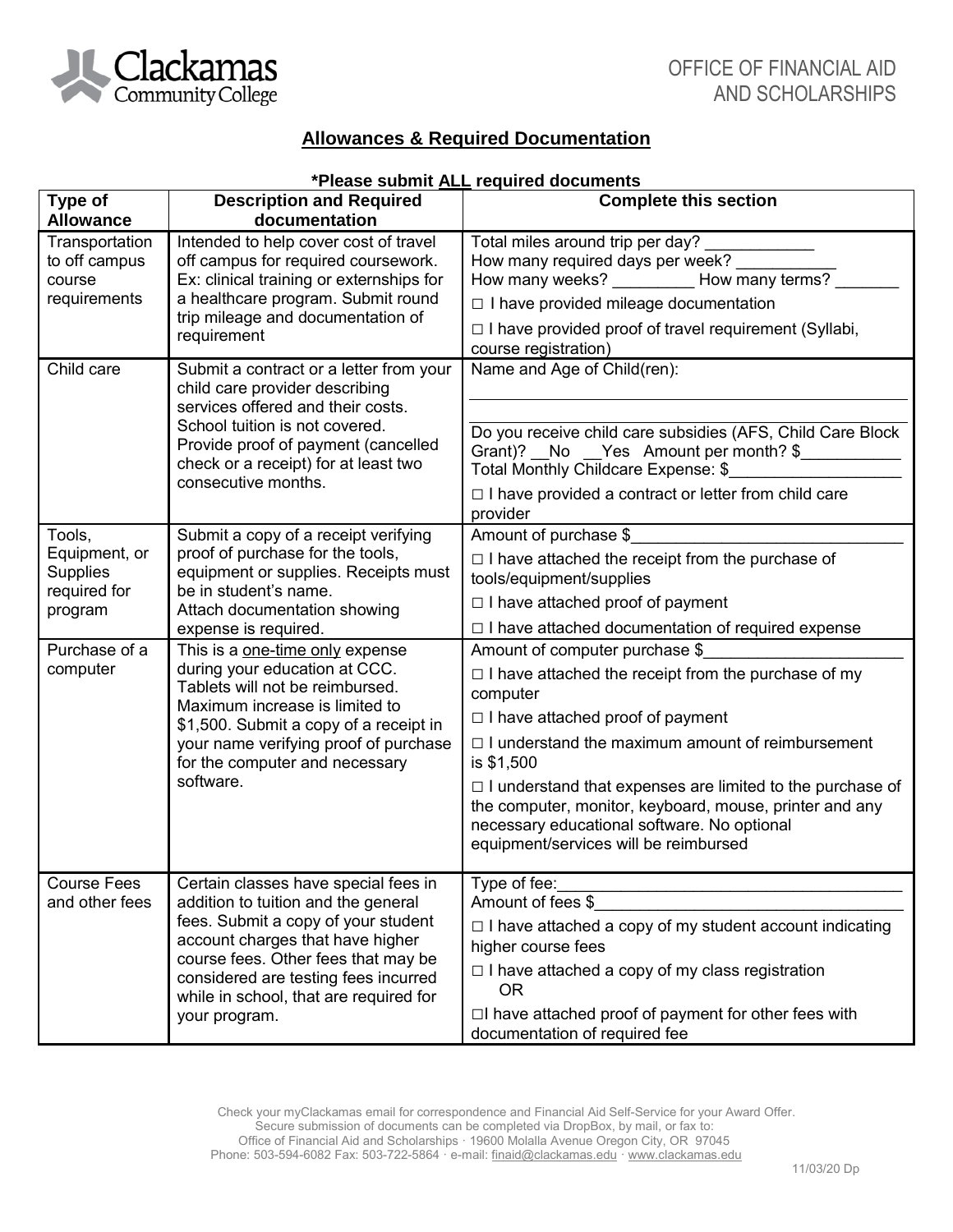Clackamas Community College

OFFICE OF FINANCIAL AID AND SCHOLARSHIPS

## Allowances & Required Documentation

**\*Please submit ALL required documents**

| Type of Allowance | Description and Required documentation | Complete this section |
|---|---|---|
| Transportation to off campus course requirements | Intended to help cover cost of travel off campus for required coursework. Ex: clinical training or externships for a healthcare program. Submit round trip mileage and documentation of requirement | Total miles around trip per day? ____________<br>How many required days per week? ___________<br>How many weeks? _________ How many terms? _______<br>□ I have provided mileage documentation<br>□ I have provided proof of travel requirement (Syllabi, course registration) |
| Child care | Submit a contract or a letter from your child care provider describing services offered and their costs. School tuition is not covered. Provide proof of payment (cancelled check or a receipt) for at least two consecutive months. | Name and Age of Child(ren):<br>______________________________<br>______________________________<br>Do you receive child care subsidies (AFS, Child Care Block Grant)? __No __Yes Amount per month? $___________<br>Total Monthly Childcare Expense: $___________________<br>□ I have provided a contract or letter from child care provider |
| Tools, Equipment, or Supplies required for program | Submit a copy of a receipt verifying proof of purchase for the tools, equipment or supplies. Receipts must be in student's name. Attach documentation showing expense is required. | Amount of purchase $______________________________<br>□ I have attached the receipt from the purchase of tools/equipment/supplies<br>□ I have attached proof of payment<br>□ I have attached documentation of required expense |
| Purchase of a computer | This is a one-time only expense during your education at CCC. Tablets will not be reimbursed. Maximum increase is limited to $1,500. Submit a copy of a receipt in your name verifying proof of purchase for the computer and necessary software. | Amount of computer purchase $______________________<br>□ I have attached the receipt from the purchase of my computer<br>□ I have attached proof of payment<br>□ I understand the maximum amount of reimbursement is $1,500<br>□ I understand that expenses are limited to the purchase of the computer, monitor, keyboard, mouse, printer and any necessary educational software. No optional equipment/services will be reimbursed |
| Course Fees and other fees | Certain classes have special fees in addition to tuition and the general fees. Submit a copy of your student account charges that have higher course fees. Other fees that may be considered are testing fees incurred while in school, that are required for your program. | Type of fee:_____________________________________<br>Amount of fees $__________________________________<br>□ I have attached a copy of my student account indicating higher course fees<br>□ I have attached a copy of my class registration<br>OR<br>□I have attached proof of payment for other fees with documentation of required fee |

Check your myClackamas email for correspondence and Financial Aid Self-Service for your Award Offer.
Secure submission of documents can be completed via DropBox, by mail, or fax to:
Office of Financial Aid and Scholarships · 19600 Molalla Avenue Oregon City, OR 97045
Phone: 503-594-6082 Fax: 503-722-5864 · e-mail: finaid@clackamas.edu · www.clackamas.edu

11/03/20 Dp